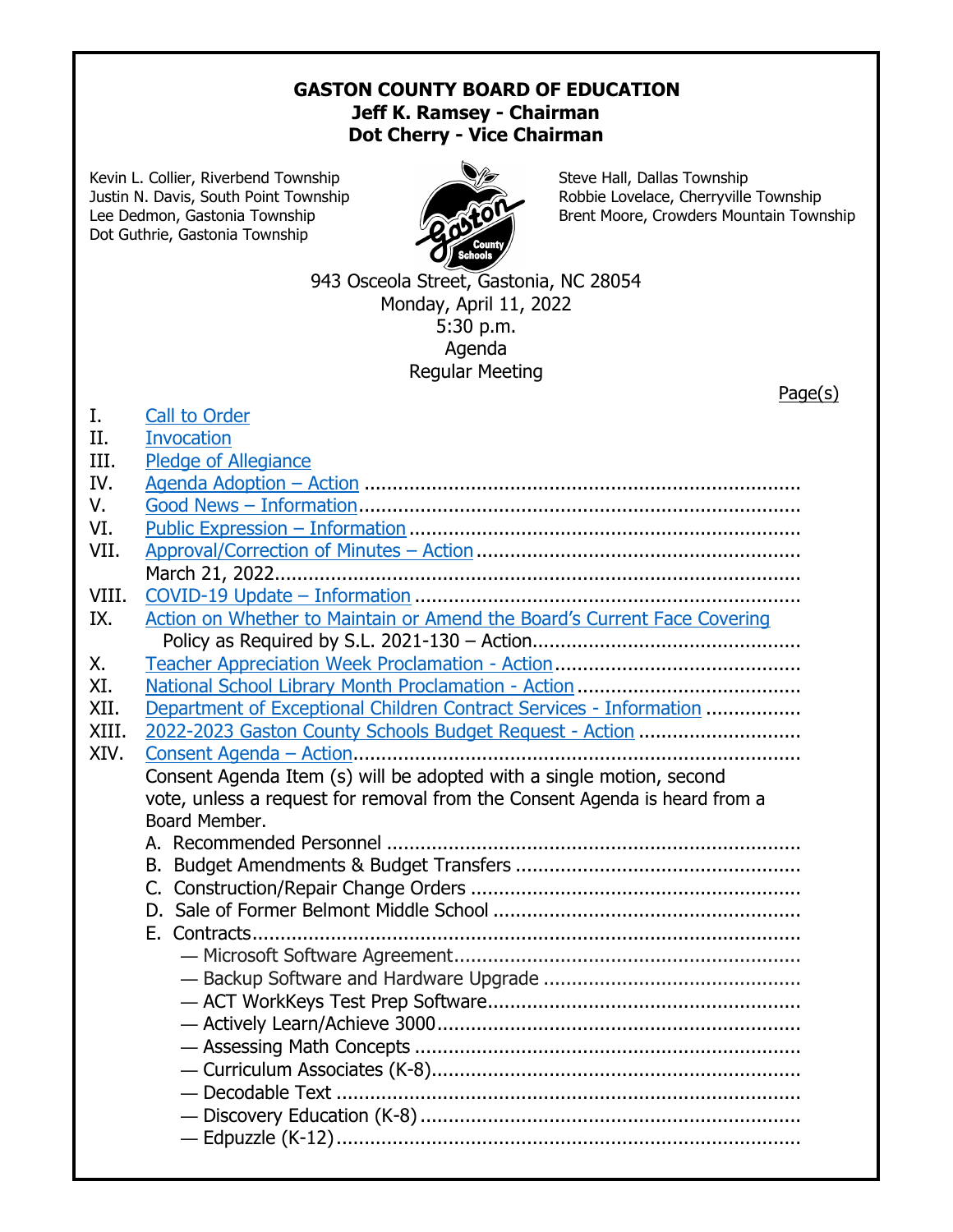**GASTON COUNTY BOARD OF EDUCATION**
**Jeff K. Ramsey - Chairman**
**Dot Cherry - Vice Chairman**

Kevin L. Collier, Riverbend Township
Justin N. Davis, South Point Township
Lee Dedmon, Gastonia Township
Dot Guthrie, Gastonia Township

Steve Hall, Dallas Township
Robbie Lovelace, Cherryville Township
Brent Moore, Crowders Mountain Township

943 Osceola Street, Gastonia, NC 28054
Monday, April 11, 2022
5:30 p.m.
Agenda
Regular Meeting

Page(s)

I. Call to Order
II. Invocation
III. Pledge of Allegiance
IV. Agenda Adoption – Action
V. Good News – Information
VI. Public Expression – Information
VII. Approval/Correction of Minutes – Action
 March 21, 2022
VIII. COVID-19 Update – Information
IX. Action on Whether to Maintain or Amend the Board's Current Face Covering Policy as Required by S.L. 2021-130 – Action
X. Teacher Appreciation Week Proclamation - Action
XI. National School Library Month Proclamation - Action
XII. Department of Exceptional Children Contract Services - Information
XIII. 2022-2023 Gaston County Schools Budget Request - Action
XIV. Consent Agenda – Action
 Consent Agenda Item (s) will be adopted with a single motion, second vote, unless a request for removal from the Consent Agenda is heard from a Board Member.
 A. Recommended Personnel
 B. Budget Amendments & Budget Transfers
 C. Construction/Repair Change Orders
 D. Sale of Former Belmont Middle School
 E. Contracts
  — Microsoft Software Agreement
  — Backup Software and Hardware Upgrade
  — ACT WorkKeys Test Prep Software
  — Actively Learn/Achieve 3000
  — Assessing Math Concepts
  — Curriculum Associates (K-8)
  — Decodable Text
  — Discovery Education (K-8)
  — Edpuzzle (K-12)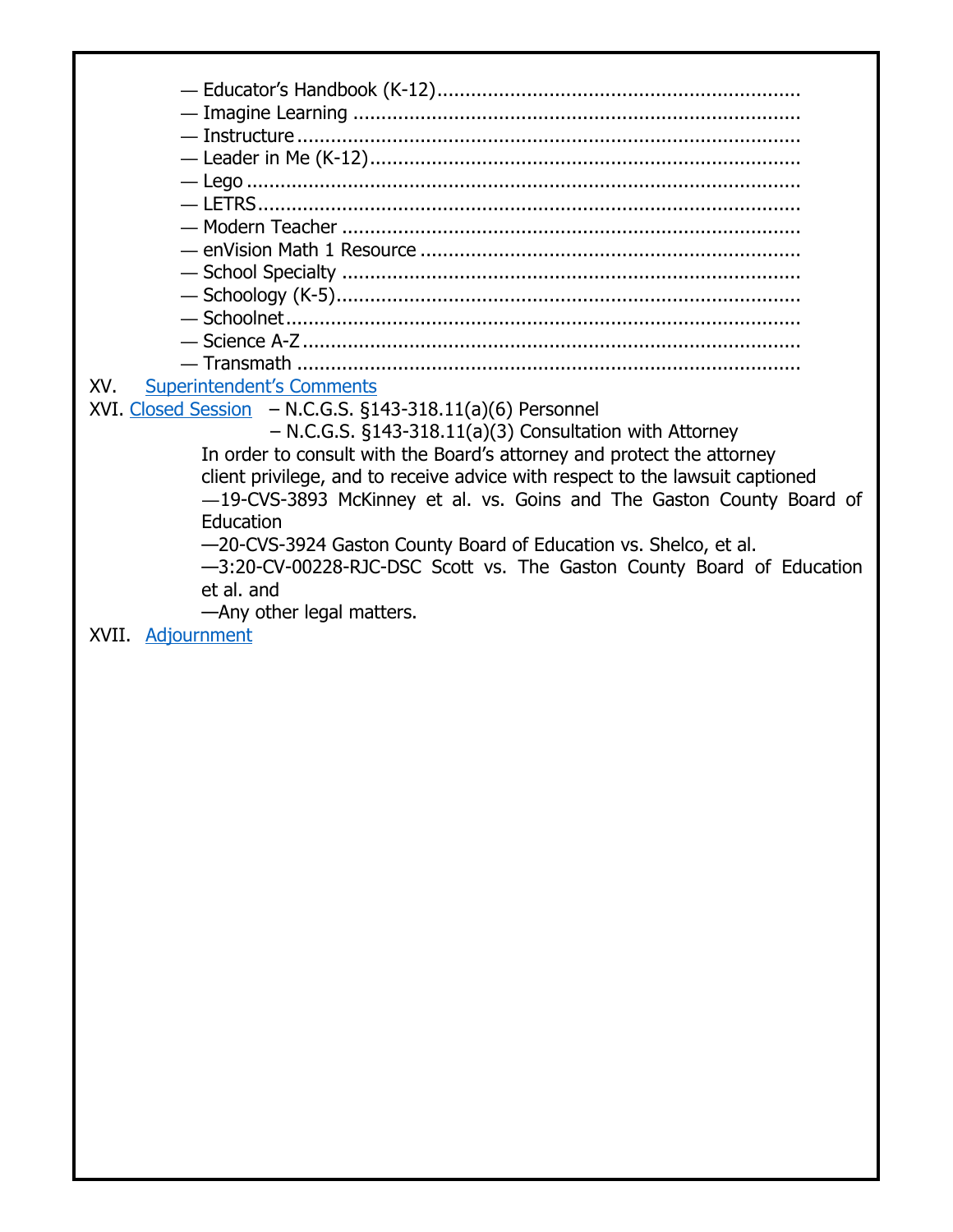— Educator's Handbook (K-12)................................................................
— Imagine Learning ..............................................................................
— Instructure ........................................................................................
— Leader in Me (K-12)...........................................................................
— Lego .................................................................................................
— LETRS...............................................................................................
— Modern Teacher ................................................................................
— enVision Math 1 Resource ...................................................................
— School Specialty .................................................................................
— Schoology (K-5)..................................................................................
— Schoolnet ..........................................................................................
— Science A-Z ........................................................................................
— Transmath ..........................................................................................

XV. Superintendent's Comments

XVI. Closed Session – N.C.G.S. §143-318.11(a)(6) Personnel
– N.C.G.S. §143-318.11(a)(3) Consultation with Attorney

In order to consult with the Board's attorney and protect the attorney client privilege, and to receive advice with respect to the lawsuit captioned
—19-CVS-3893 McKinney et al. vs. Goins and The Gaston County Board of Education
—20-CVS-3924 Gaston County Board of Education vs. Shelco, et al.
—3:20-CV-00228-RJC-DSC Scott vs. The Gaston County Board of Education et al. and
—Any other legal matters.

XVII. Adjournment